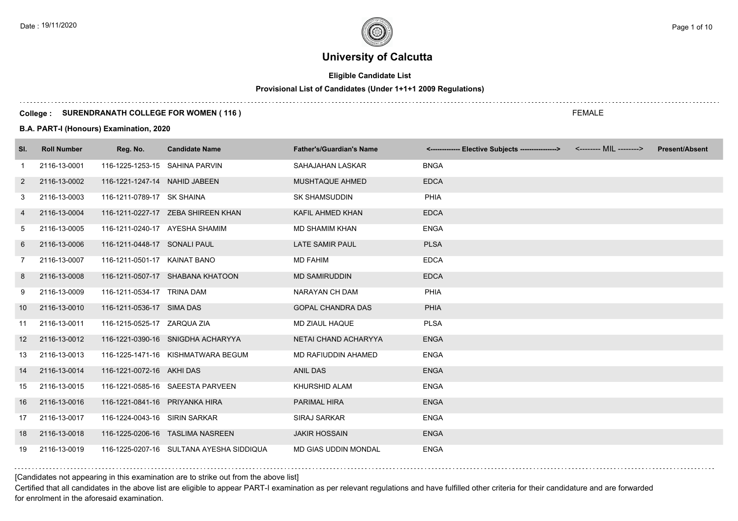Date : 19/11/2020

# University of Calcutta

**Eligible Candidate List**

**Provisional List of Candidates (Under 1+1+1 2009 Regulations)**

**College : SURENDRANATH COLLEGE FOR WOMEN ( 116 )**

FEMALE

**B.A. PART-I (Honours) Examination, 2020**

| Sl. | Roll Number | Reg. No. | Candidate Name | Father's/Guardian's Name | <------------- Elective Subjects ----------------> | <-------- MIL --------> | Present/Absent |
|---|---|---|---|---|---|---|---|
| 1 | 2116-13-0001 | 116-1225-1253-15 | SAHINA PARVIN | SAHAJAHAN LASKAR | BNGA | | |
| 2 | 2116-13-0002 | 116-1221-1247-14 | NAHID JABEEN | MUSHTAQUE AHMED | EDCA | | |
| 3 | 2116-13-0003 | 116-1211-0789-17 | SK SHAINA | SK SHAMSUDDIN | PHIA | | |
| 4 | 2116-13-0004 | 116-1211-0227-17 | ZEBA SHIREEN KHAN | KAFIL AHMED KHAN | EDCA | | |
| 5 | 2116-13-0005 | 116-1211-0240-17 | AYESHA SHAMIM | MD SHAMIM KHAN | ENGA | | |
| 6 | 2116-13-0006 | 116-1211-0448-17 | SONALI PAUL | LATE SAMIR PAUL | PLSA | | |
| 7 | 2116-13-0007 | 116-1211-0501-17 | KAINAT BANO | MD FAHIM | EDCA | | |
| 8 | 2116-13-0008 | 116-1211-0507-17 | SHABANA KHATOON | MD SAMIRUDDIN | EDCA | | |
| 9 | 2116-13-0009 | 116-1211-0534-17 | TRINA DAM | NARAYAN CH DAM | PHIA | | |
| 10 | 2116-13-0010 | 116-1211-0536-17 | SIMA DAS | GOPAL CHANDRA DAS | PHIA | | |
| 11 | 2116-13-0011 | 116-1215-0525-17 | ZARQUA ZIA | MD ZIAUL HAQUE | PLSA | | |
| 12 | 2116-13-0012 | 116-1221-0390-16 | SNIGDHA ACHARYYA | NETAI CHAND ACHARYYA | ENGA | | |
| 13 | 2116-13-0013 | 116-1225-1471-16 | KISHMATWARA BEGUM | MD RAFIUDDIN AHAMED | ENGA | | |
| 14 | 2116-13-0014 | 116-1221-0072-16 | AKHI DAS | ANIL DAS | ENGA | | |
| 15 | 2116-13-0015 | 116-1221-0585-16 | SAEESTA PARVEEN | KHURSHID ALAM | ENGA | | |
| 16 | 2116-13-0016 | 116-1221-0841-16 | PRIYANKA HIRA | PARIMAL HIRA | ENGA | | |
| 17 | 2116-13-0017 | 116-1224-0043-16 | SIRIN SARKAR | SIRAJ SARKAR | ENGA | | |
| 18 | 2116-13-0018 | 116-1225-0206-16 | TASLIMA NASREEN | JAKIR HOSSAIN | ENGA | | |
| 19 | 2116-13-0019 | 116-1225-0207-16 | SULTANA AYESHA SIDDIQUA | MD GIAS UDDIN MONDAL | ENGA | | |

[Candidates not appearing in this examination are to strike out from the above list]

Certified that all candidates in the above list are eligible to appear PART-I examination as per relevant regulations and have fulfilled other criteria for their candidature and are forwarded for enrolment in the aforesaid examination.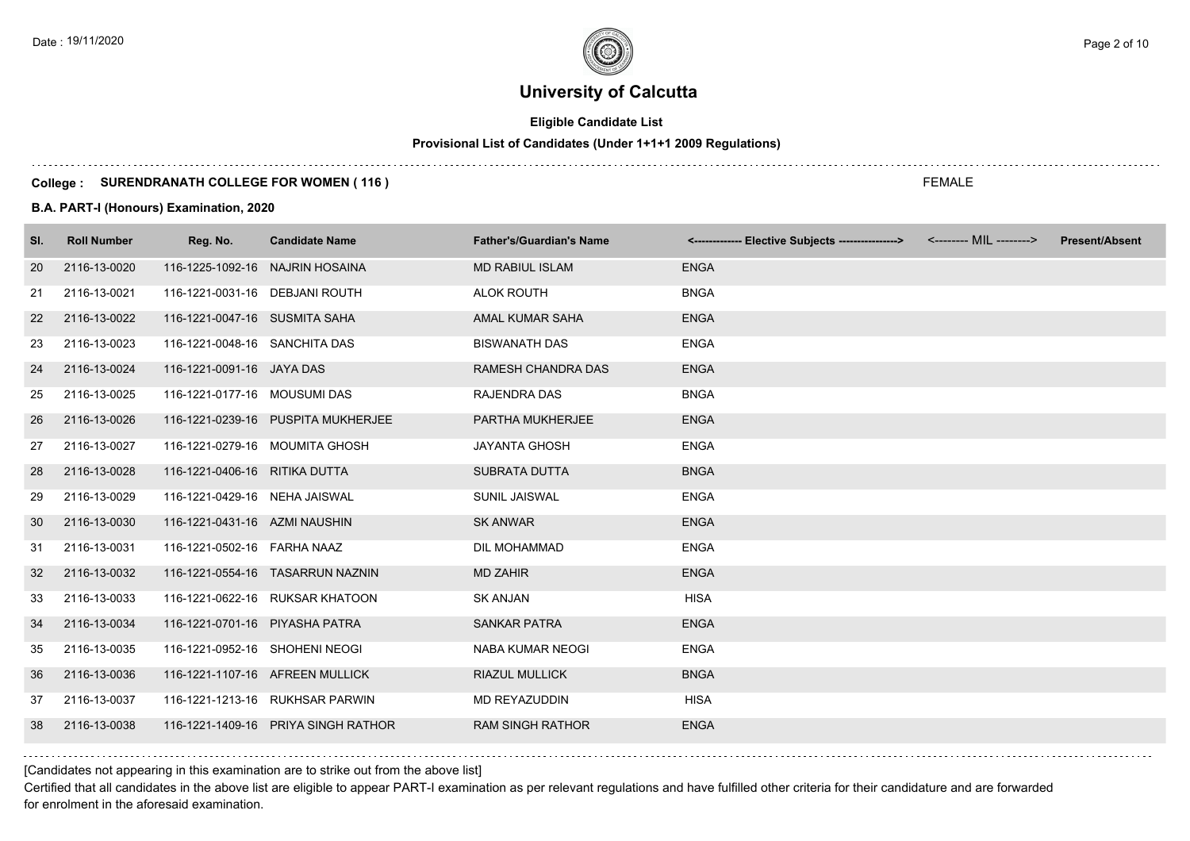# University of Calcutta

**Eligible Candidate List**

**Provisional List of Candidates (Under 1+1+1 2009 Regulations)**

**College : SURENDRANATH COLLEGE FOR WOMEN ( 116 )**

FEMALE

**B.A. PART-I (Honours) Examination, 2020**

| Sl. | Roll Number | Reg. No. | Candidate Name | Father's/Guardian's Name | <------------- Elective Subjects ----------------> | <-------- MIL --------> | Present/Absent |
|---|---|---|---|---|---|---|---|
| 20 | 2116-13-0020 | 116-1225-1092-16 | NAJRIN HOSAINA | MD RABIUL ISLAM | ENGA | | |
| 21 | 2116-13-0021 | 116-1221-0031-16 | DEBJANI ROUTH | ALOK ROUTH | BNGA | | |
| 22 | 2116-13-0022 | 116-1221-0047-16 | SUSMITA SAHA | AMAL KUMAR SAHA | ENGA | | |
| 23 | 2116-13-0023 | 116-1221-0048-16 | SANCHITA DAS | BISWANATH DAS | ENGA | | |
| 24 | 2116-13-0024 | 116-1221-0091-16 | JAYA DAS | RAMESH CHANDRA DAS | ENGA | | |
| 25 | 2116-13-0025 | 116-1221-0177-16 | MOUSUMI DAS | RAJENDRA DAS | BNGA | | |
| 26 | 2116-13-0026 | 116-1221-0239-16 | PUSPITA MUKHERJEE | PARTHA MUKHERJEE | ENGA | | |
| 27 | 2116-13-0027 | 116-1221-0279-16 | MOUMITA GHOSH | JAYANTA GHOSH | ENGA | | |
| 28 | 2116-13-0028 | 116-1221-0406-16 | RITIKA DUTTA | SUBRATA DUTTA | BNGA | | |
| 29 | 2116-13-0029 | 116-1221-0429-16 | NEHA JAISWAL | SUNIL JAISWAL | ENGA | | |
| 30 | 2116-13-0030 | 116-1221-0431-16 | AZMI NAUSHIN | SK ANWAR | ENGA | | |
| 31 | 2116-13-0031 | 116-1221-0502-16 | FARHA NAAZ | DIL MOHAMMAD | ENGA | | |
| 32 | 2116-13-0032 | 116-1221-0554-16 | TASARRUN NAZNIN | MD ZAHIR | ENGA | | |
| 33 | 2116-13-0033 | 116-1221-0622-16 | RUKSAR KHATOON | SK ANJAN | HISA | | |
| 34 | 2116-13-0034 | 116-1221-0701-16 | PIYASHA PATRA | SANKAR PATRA | ENGA | | |
| 35 | 2116-13-0035 | 116-1221-0952-16 | SHOHENI NEOGI | NABA KUMAR NEOGI | ENGA | | |
| 36 | 2116-13-0036 | 116-1221-1107-16 | AFREEN MULLICK | RIAZUL MULLICK | BNGA | | |
| 37 | 2116-13-0037 | 116-1221-1213-16 | RUKHSAR PARWIN | MD REYAZUDDIN | HISA | | |
| 38 | 2116-13-0038 | 116-1221-1409-16 | PRIYA SINGH RATHOR | RAM SINGH RATHOR | ENGA | | |

[Candidates not appearing in this examination are to strike out from the above list]

Certified that all candidates in the above list are eligible to appear PART-I examination as per relevant regulations and have fulfilled other criteria for their candidature and are forwarded for enrolment in the aforesaid examination.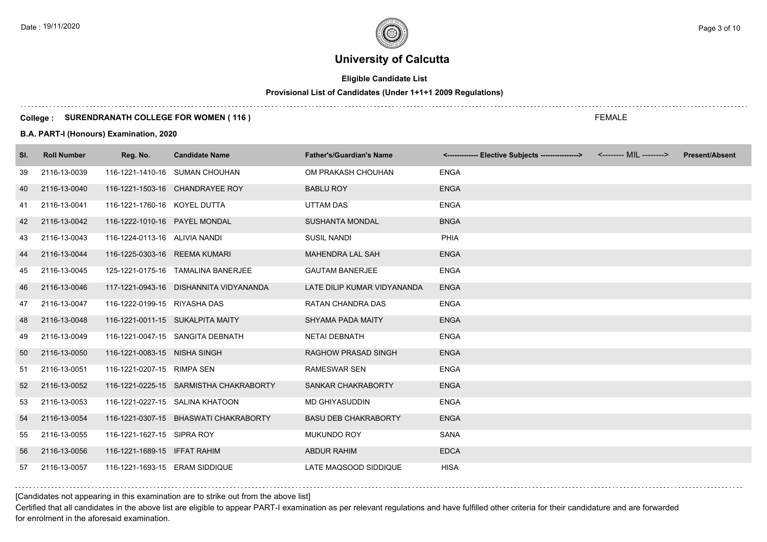# University of Calcutta

**Eligible Candidate List**

**Provisional List of Candidates (Under 1+1+1 2009 Regulations)**

**College : SURENDRANATH COLLEGE FOR WOMEN ( 116 )** FEMALE

**B.A. PART-I (Honours) Examination, 2020**

| Sl. | Roll Number | Reg. No. | Candidate Name | Father's/Guardian's Name | <------------- Elective Subjects ----------------> | <-------- MIL --------> | Present/Absent |
|---|---|---|---|---|---|---|---|
| 39 | 2116-13-0039 | 116-1221-1410-16 | SUMAN CHOUHAN | OM PRAKASH CHOUHAN | ENGA | | |
| 40 | 2116-13-0040 | 116-1221-1503-16 | CHANDRAYEE ROY | BABLU ROY | ENGA | | |
| 41 | 2116-13-0041 | 116-1221-1760-16 | KOYEL DUTTA | UTTAM DAS | ENGA | | |
| 42 | 2116-13-0042 | 116-1222-1010-16 | PAYEL MONDAL | SUSHANTA MONDAL | BNGA | | |
| 43 | 2116-13-0043 | 116-1224-0113-16 | ALIVIA NANDI | SUSIL NANDI | PHIA | | |
| 44 | 2116-13-0044 | 116-1225-0303-16 | REEMA KUMARI | MAHENDRA LAL SAH | ENGA | | |
| 45 | 2116-13-0045 | 125-1221-0175-16 | TAMALINA BANERJEE | GAUTAM BANERJEE | ENGA | | |
| 46 | 2116-13-0046 | 117-1221-0943-16 | DISHANNITA VIDYANANDA | LATE DILIP KUMAR VIDYANANDA | ENGA | | |
| 47 | 2116-13-0047 | 116-1222-0199-15 | RIYASHA DAS | RATAN CHANDRA DAS | ENGA | | |
| 48 | 2116-13-0048 | 116-1221-0011-15 | SUKALPITA MAITY | SHYAMA PADA MAITY | ENGA | | |
| 49 | 2116-13-0049 | 116-1221-0047-15 | SANGITA DEBNATH | NETAI DEBNATH | ENGA | | |
| 50 | 2116-13-0050 | 116-1221-0083-15 | NISHA SINGH | RAGHOW PRASAD SINGH | ENGA | | |
| 51 | 2116-13-0051 | 116-1221-0207-15 | RIMPA SEN | RAMESWAR SEN | ENGA | | |
| 52 | 2116-13-0052 | 116-1221-0225-15 | SARMISTHA CHAKRABORTY | SANKAR CHAKRABORTY | ENGA | | |
| 53 | 2116-13-0053 | 116-1221-0227-15 | SALINA KHATOON | MD GHIYASUDDIN | ENGA | | |
| 54 | 2116-13-0054 | 116-1221-0307-15 | BHASWATI CHAKRABORTY | BASU DEB CHAKRABORTY | ENGA | | |
| 55 | 2116-13-0055 | 116-1221-1627-15 | SIPRA ROY | MUKUNDO ROY | SANA | | |
| 56 | 2116-13-0056 | 116-1221-1689-15 | IFFAT RAHIM | ABDUR RAHIM | EDCA | | |
| 57 | 2116-13-0057 | 116-1221-1693-15 | ERAM SIDDIQUE | LATE MAQSOOD SIDDIQUE | HISA | | |

[Candidates not appearing in this examination are to strike out from the above list]

Certified that all candidates in the above list are eligible to appear PART-I examination as per relevant regulations and have fulfilled other criteria for their candidature and are forwarded for enrolment in the aforesaid examination.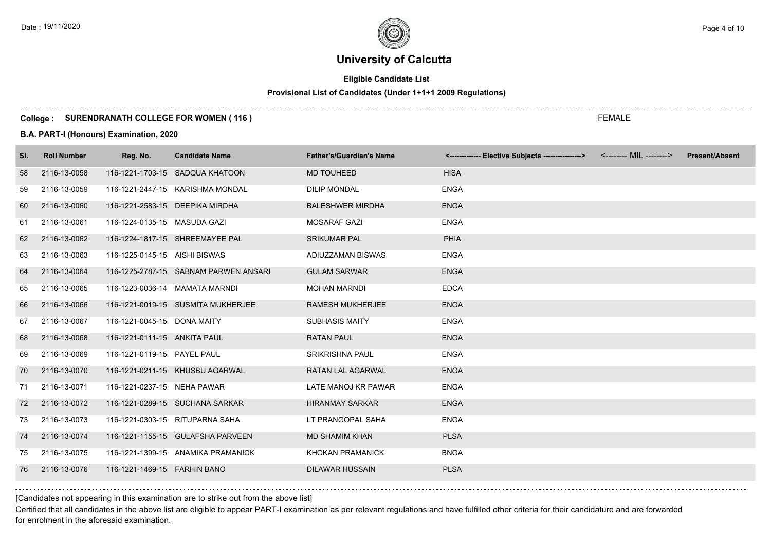# University of Calcutta

**Eligible Candidate List**

**Provisional List of Candidates (Under 1+1+1 2009 Regulations)**

**College : SURENDRANATH COLLEGE FOR WOMEN ( 116 )**

FEMALE

**B.A. PART-I (Honours) Examination, 2020**

| Sl. | Roll Number | Reg. No. | Candidate Name | Father's/Guardian's Name | <------------- Elective Subjects ----------------> | <-------- MIL --------> | Present/Absent |
|---|---|---|---|---|---|---|---|
| 58 | 2116-13-0058 | 116-1221-1703-15 | SADQUA KHATOON | MD TOUHEED | HISA | | |
| 59 | 2116-13-0059 | 116-1221-2447-15 | KARISHMA MONDAL | DILIP MONDAL | ENGA | | |
| 60 | 2116-13-0060 | 116-1221-2583-15 | DEEPIKA MIRDHA | BALESHWER MIRDHA | ENGA | | |
| 61 | 2116-13-0061 | 116-1224-0135-15 | MASUDA GAZI | MOSARAF GAZI | ENGA | | |
| 62 | 2116-13-0062 | 116-1224-1817-15 | SHREEMAYEE PAL | SRIKUMAR PAL | PHIA | | |
| 63 | 2116-13-0063 | 116-1225-0145-15 | AISHI BISWAS | ADIUZZAMAN BISWAS | ENGA | | |
| 64 | 2116-13-0064 | 116-1225-2787-15 | SABNAM PARWEN ANSARI | GULAM SARWAR | ENGA | | |
| 65 | 2116-13-0065 | 116-1223-0036-14 | MAMATA MARNDI | MOHAN MARNDI | EDCA | | |
| 66 | 2116-13-0066 | 116-1221-0019-15 | SUSMITA MUKHERJEE | RAMESH MUKHERJEE | ENGA | | |
| 67 | 2116-13-0067 | 116-1221-0045-15 | DONA MAITY | SUBHASIS MAITY | ENGA | | |
| 68 | 2116-13-0068 | 116-1221-0111-15 | ANKITA PAUL | RATAN PAUL | ENGA | | |
| 69 | 2116-13-0069 | 116-1221-0119-15 | PAYEL PAUL | SRIKRISHNA PAUL | ENGA | | |
| 70 | 2116-13-0070 | 116-1221-0211-15 | KHUSBU AGARWAL | RATAN LAL AGARWAL | ENGA | | |
| 71 | 2116-13-0071 | 116-1221-0237-15 | NEHA PAWAR | LATE MANOJ KR PAWAR | ENGA | | |
| 72 | 2116-13-0072 | 116-1221-0289-15 | SUCHANA SARKAR | HIRANMAY SARKAR | ENGA | | |
| 73 | 2116-13-0073 | 116-1221-0303-15 | RITUPARNA SAHA | LT PRANGOPAL SAHA | ENGA | | |
| 74 | 2116-13-0074 | 116-1221-1155-15 | GULAFSHA PARVEEN | MD SHAMIM KHAN | PLSA | | |
| 75 | 2116-13-0075 | 116-1221-1399-15 | ANAMIKA PRAMANICK | KHOKAN PRAMANICK | BNGA | | |
| 76 | 2116-13-0076 | 116-1221-1469-15 | FARHIN BANO | DILAWAR HUSSAIN | PLSA | | |

[Candidates not appearing in this examination are to strike out from the above list]

Certified that all candidates in the above list are eligible to appear PART-I examination as per relevant regulations and have fulfilled other criteria for their candidature and are forwarded for enrolment in the aforesaid examination.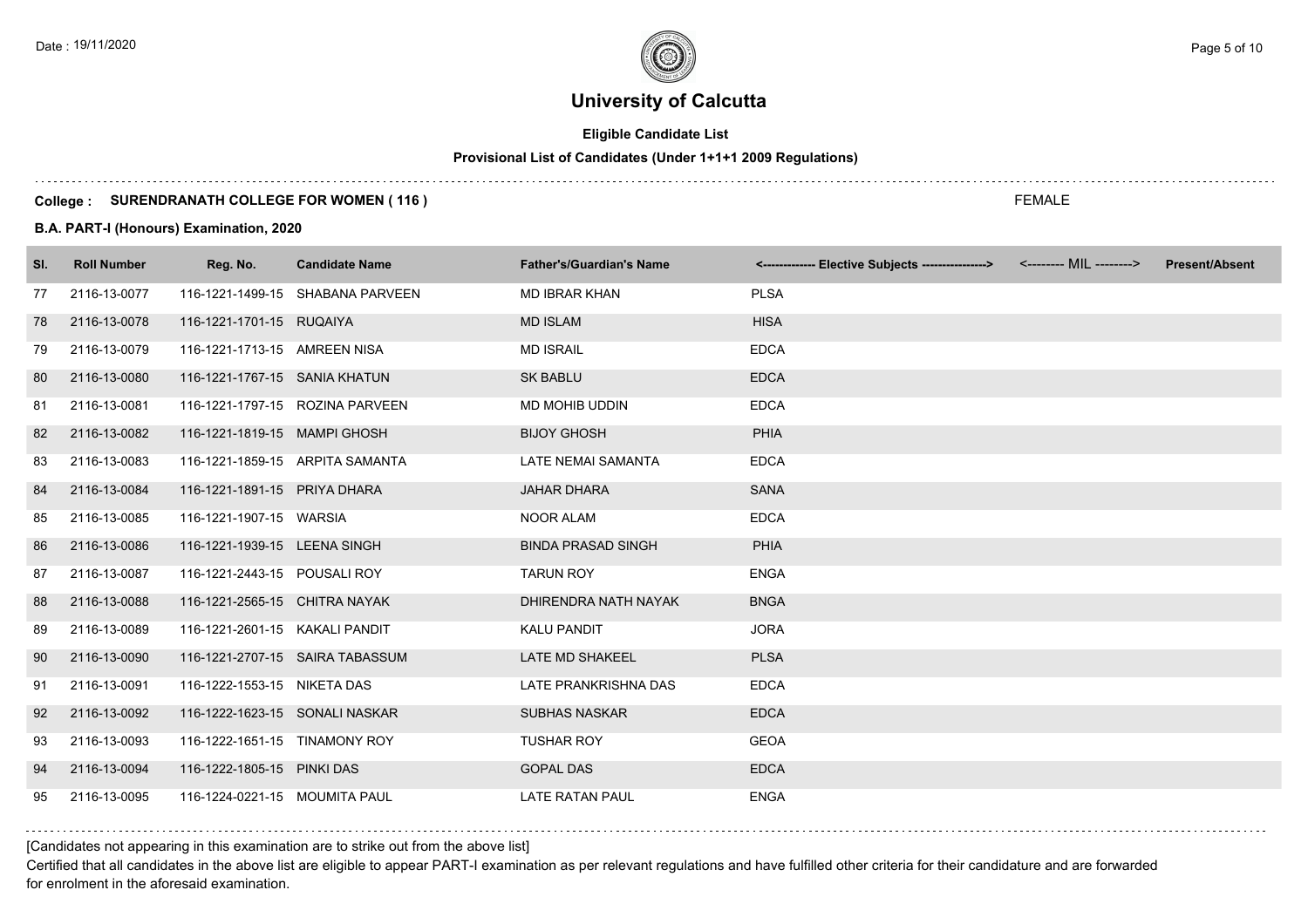# University of Calcutta

**Eligible Candidate List**

**Provisional List of Candidates (Under 1+1+1 2009 Regulations)**

**College : SURENDRANATH COLLEGE FOR WOMEN ( 116 )** FEMALE

**B.A. PART-I (Honours) Examination, 2020**

| Sl. | Roll Number | Reg. No. | Candidate Name | Father's/Guardian's Name | <------------- Elective Subjects ----------------> | <-------- MIL --------> | Present/Absent |
|---|---|---|---|---|---|---|---|
| 77 | 2116-13-0077 | 116-1221-1499-15 | SHABANA PARVEEN | MD IBRAR KHAN | PLSA | | |
| 78 | 2116-13-0078 | 116-1221-1701-15 | RUQAIYA | MD ISLAM | HISA | | |
| 79 | 2116-13-0079 | 116-1221-1713-15 | AMREEN NISA | MD ISRAIL | EDCA | | |
| 80 | 2116-13-0080 | 116-1221-1767-15 | SANIA KHATUN | SK BABLU | EDCA | | |
| 81 | 2116-13-0081 | 116-1221-1797-15 | ROZINA PARVEEN | MD MOHIB UDDIN | EDCA | | |
| 82 | 2116-13-0082 | 116-1221-1819-15 | MAMPI GHOSH | BIJOY GHOSH | PHIA | | |
| 83 | 2116-13-0083 | 116-1221-1859-15 | ARPITA SAMANTA | LATE NEMAI SAMANTA | EDCA | | |
| 84 | 2116-13-0084 | 116-1221-1891-15 | PRIYA DHARA | JAHAR DHARA | SANA | | |
| 85 | 2116-13-0085 | 116-1221-1907-15 | WARSIA | NOOR ALAM | EDCA | | |
| 86 | 2116-13-0086 | 116-1221-1939-15 | LEENA SINGH | BINDA PRASAD SINGH | PHIA | | |
| 87 | 2116-13-0087 | 116-1221-2443-15 | POUSALI ROY | TARUN ROY | ENGA | | |
| 88 | 2116-13-0088 | 116-1221-2565-15 | CHITRA NAYAK | DHIRENDRA NATH NAYAK | BNGA | | |
| 89 | 2116-13-0089 | 116-1221-2601-15 | KAKALI PANDIT | KALU PANDIT | JORA | | |
| 90 | 2116-13-0090 | 116-1221-2707-15 | SAIRA TABASSUM | LATE MD SHAKEEL | PLSA | | |
| 91 | 2116-13-0091 | 116-1222-1553-15 | NIKETA DAS | LATE PRANKRISHNA DAS | EDCA | | |
| 92 | 2116-13-0092 | 116-1222-1623-15 | SONALI NASKAR | SUBHAS NASKAR | EDCA | | |
| 93 | 2116-13-0093 | 116-1222-1651-15 | TINAMONY ROY | TUSHAR ROY | GEOA | | |
| 94 | 2116-13-0094 | 116-1222-1805-15 | PINKI DAS | GOPAL DAS | EDCA | | |
| 95 | 2116-13-0095 | 116-1224-0221-15 | MOUMITA PAUL | LATE RATAN PAUL | ENGA | | |

[Candidates not appearing in this examination are to strike out from the above list]

Certified that all candidates in the above list are eligible to appear PART-I examination as per relevant regulations and have fulfilled other criteria for their candidature and are forwarded for enrolment in the aforesaid examination.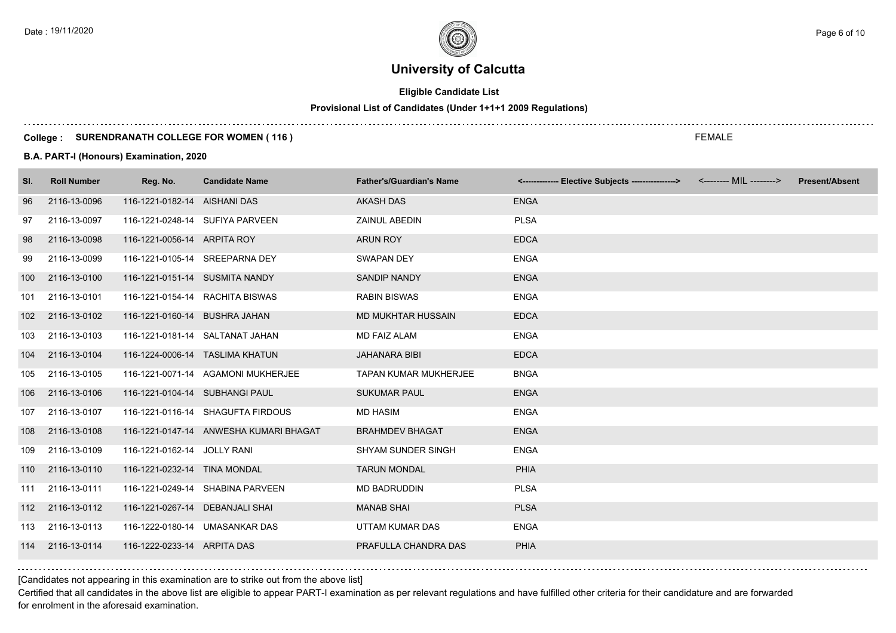Date : 19/11/2020

# University of Calcutta

**Eligible Candidate List**

**Provisional List of Candidates (Under 1+1+1 2009 Regulations)**

**College : SURENDRANATH COLLEGE FOR WOMEN ( 116 )** FEMALE

**B.A. PART-I (Honours) Examination, 2020**

| Sl. | Roll Number | Reg. No. | Candidate Name | Father's/Guardian's Name | <------------- Elective Subjects ----------------> | <-------- MIL --------> | Present/Absent |
|---|---|---|---|---|---|---|---|
| 96 | 2116-13-0096 | 116-1221-0182-14 | AISHANI DAS | AKASH DAS | ENGA | | |
| 97 | 2116-13-0097 | 116-1221-0248-14 | SUFIYA PARVEEN | ZAINUL ABEDIN | PLSA | | |
| 98 | 2116-13-0098 | 116-1221-0056-14 | ARPITA ROY | ARUN ROY | EDCA | | |
| 99 | 2116-13-0099 | 116-1221-0105-14 | SREEPARNA DEY | SWAPAN DEY | ENGA | | |
| 100 | 2116-13-0100 | 116-1221-0151-14 | SUSMITA NANDY | SANDIP NANDY | ENGA | | |
| 101 | 2116-13-0101 | 116-1221-0154-14 | RACHITA BISWAS | RABIN BISWAS | ENGA | | |
| 102 | 2116-13-0102 | 116-1221-0160-14 | BUSHRA JAHAN | MD MUKHTAR HUSSAIN | EDCA | | |
| 103 | 2116-13-0103 | 116-1221-0181-14 | SALTANAT JAHAN | MD FAIZ ALAM | ENGA | | |
| 104 | 2116-13-0104 | 116-1224-0006-14 | TASLIMA KHATUN | JAHANARA BIBI | EDCA | | |
| 105 | 2116-13-0105 | 116-1221-0071-14 | AGAMONI MUKHERJEE | TAPAN KUMAR MUKHERJEE | BNGA | | |
| 106 | 2116-13-0106 | 116-1221-0104-14 | SUBHANGI PAUL | SUKUMAR PAUL | ENGA | | |
| 107 | 2116-13-0107 | 116-1221-0116-14 | SHAGUFTA FIRDOUS | MD HASIM | ENGA | | |
| 108 | 2116-13-0108 | 116-1221-0147-14 | ANWESHA KUMARI BHAGAT | BRAHMDEV BHAGAT | ENGA | | |
| 109 | 2116-13-0109 | 116-1221-0162-14 | JOLLY RANI | SHYAM SUNDER SINGH | ENGA | | |
| 110 | 2116-13-0110 | 116-1221-0232-14 | TINA MONDAL | TARUN MONDAL | PHIA | | |
| 111 | 2116-13-0111 | 116-1221-0249-14 | SHABINA PARVEEN | MD BADRUDDIN | PLSA | | |
| 112 | 2116-13-0112 | 116-1221-0267-14 | DEBANJALI SHAI | MANAB SHAI | PLSA | | |
| 113 | 2116-13-0113 | 116-1222-0180-14 | UMASANKAR DAS | UTTAM KUMAR DAS | ENGA | | |
| 114 | 2116-13-0114 | 116-1222-0233-14 | ARPITA DAS | PRAFULLA CHANDRA DAS | PHIA | | |

[Candidates not appearing in this examination are to strike out from the above list]

Certified that all candidates in the above list are eligible to appear PART-I examination as per relevant regulations and have fulfilled other criteria for their candidature and are forwarded for enrolment in the aforesaid examination.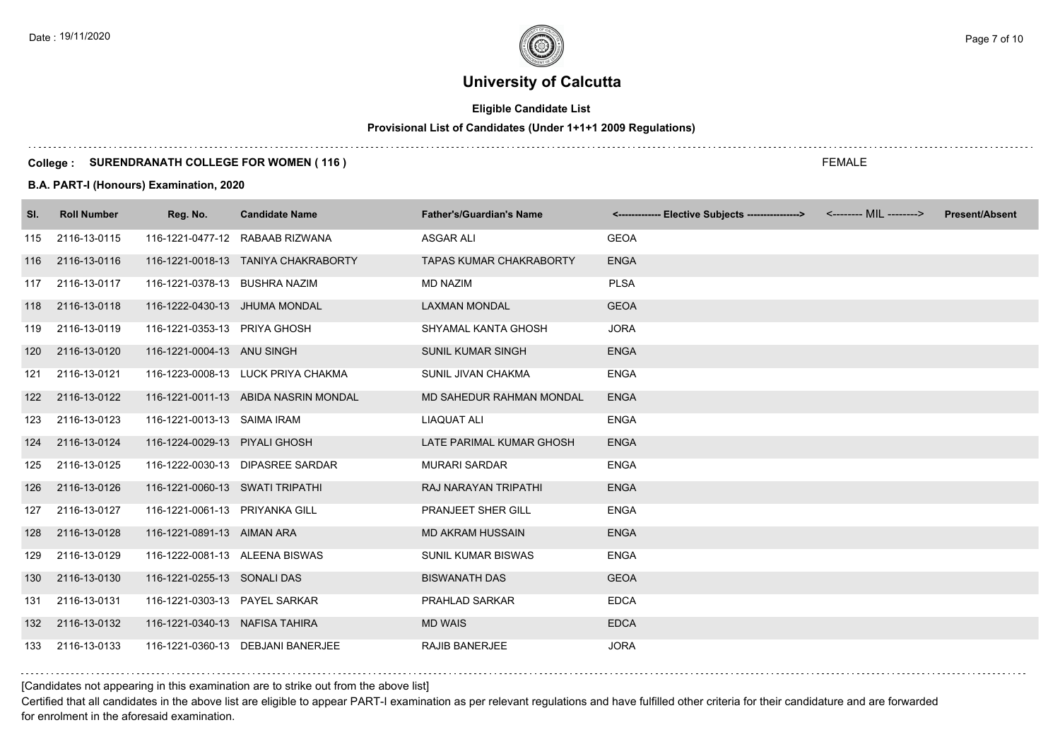# University of Calcutta

**Eligible Candidate List**

**Provisional List of Candidates (Under 1+1+1 2009 Regulations)**

**College : SURENDRANATH COLLEGE FOR WOMEN ( 116 )**

FEMALE

**B.A. PART-I (Honours) Examination, 2020**

| Sl. | Roll Number | Reg. No. | Candidate Name | Father's/Guardian's Name | <------------- Elective Subjects ----------------> | <-------- MIL --------> | Present/Absent |
|---|---|---|---|---|---|---|---|
| 115 | 2116-13-0115 | 116-1221-0477-12 | RABAAB RIZWANA | ASGAR ALI | GEOA | | |
| 116 | 2116-13-0116 | 116-1221-0018-13 | TANIYA CHAKRABORTY | TAPAS KUMAR CHAKRABORTY | ENGA | | |
| 117 | 2116-13-0117 | 116-1221-0378-13 | BUSHRA NAZIM | MD NAZIM | PLSA | | |
| 118 | 2116-13-0118 | 116-1222-0430-13 | JHUMA MONDAL | LAXMAN MONDAL | GEOA | | |
| 119 | 2116-13-0119 | 116-1221-0353-13 | PRIYA GHOSH | SHYAMAL KANTA GHOSH | JORA | | |
| 120 | 2116-13-0120 | 116-1221-0004-13 | ANU SINGH | SUNIL KUMAR SINGH | ENGA | | |
| 121 | 2116-13-0121 | 116-1223-0008-13 | LUCK PRIYA CHAKMA | SUNIL JIVAN CHAKMA | ENGA | | |
| 122 | 2116-13-0122 | 116-1221-0011-13 | ABIDA NASRIN MONDAL | MD SAHEDUR RAHMAN MONDAL | ENGA | | |
| 123 | 2116-13-0123 | 116-1221-0013-13 | SAIMA IRAM | LIAQUAT ALI | ENGA | | |
| 124 | 2116-13-0124 | 116-1224-0029-13 | PIYALI GHOSH | LATE PARIMAL KUMAR GHOSH | ENGA | | |
| 125 | 2116-13-0125 | 116-1222-0030-13 | DIPASREE SARDAR | MURARI SARDAR | ENGA | | |
| 126 | 2116-13-0126 | 116-1221-0060-13 | SWATI TRIPATHI | RAJ NARAYAN TRIPATHI | ENGA | | |
| 127 | 2116-13-0127 | 116-1221-0061-13 | PRIYANKA GILL | PRANJEET SHER GILL | ENGA | | |
| 128 | 2116-13-0128 | 116-1221-0891-13 | AIMAN ARA | MD AKRAM HUSSAIN | ENGA | | |
| 129 | 2116-13-0129 | 116-1222-0081-13 | ALEENA BISWAS | SUNIL KUMAR BISWAS | ENGA | | |
| 130 | 2116-13-0130 | 116-1221-0255-13 | SONALI DAS | BISWANATH DAS | GEOA | | |
| 131 | 2116-13-0131 | 116-1221-0303-13 | PAYEL SARKAR | PRAHLAD SARKAR | EDCA | | |
| 132 | 2116-13-0132 | 116-1221-0340-13 | NAFISA TAHIRA | MD WAIS | EDCA | | |
| 133 | 2116-13-0133 | 116-1221-0360-13 | DEBJANI BANERJEE | RAJIB BANERJEE | JORA | | |

[Candidates not appearing in this examination are to strike out from the above list]

Certified that all candidates in the above list are eligible to appear PART-I examination as per relevant regulations and have fulfilled other criteria for their candidature and are forwarded for enrolment in the aforesaid examination.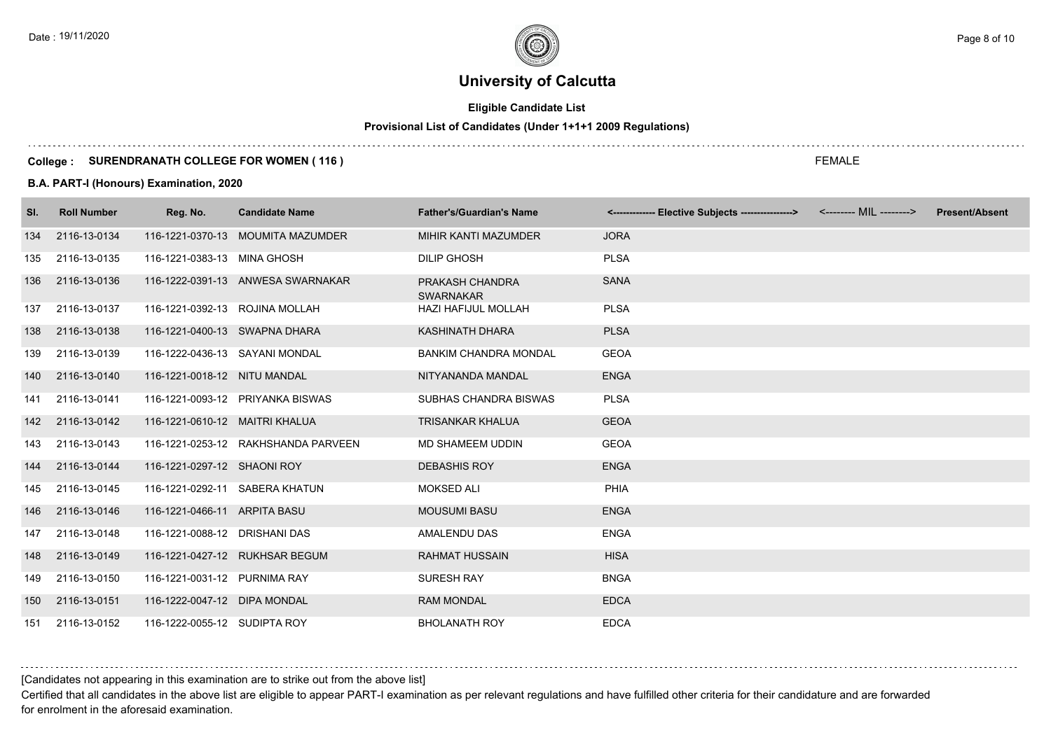# University of Calcutta

**Eligible Candidate List**

**Provisional List of Candidates (Under 1+1+1 2009 Regulations)**

**College : SURENDRANATH COLLEGE FOR WOMEN ( 116 )**

FEMALE

**B.A. PART-I (Honours) Examination, 2020**

| Sl. | Roll Number | Reg. No. | Candidate Name | Father's/Guardian's Name | <------------- Elective Subjects ----------------> | <-------- MIL --------> | Present/Absent |
|---|---|---|---|---|---|---|---|
| 134 | 2116-13-0134 | 116-1221-0370-13 | MOUMITA MAZUMDER | MIHIR KANTI MAZUMDER | JORA | | |
| 135 | 2116-13-0135 | 116-1221-0383-13 | MINA GHOSH | DILIP GHOSH | PLSA | | |
| 136 | 2116-13-0136 | 116-1222-0391-13 | ANWESA SWARNAKAR | PRAKASH CHANDRA SWARNAKAR | SANA | | |
| 137 | 2116-13-0137 | 116-1221-0392-13 | ROJINA MOLLAH | HAZI HAFIJUL MOLLAH | PLSA | | |
| 138 | 2116-13-0138 | 116-1221-0400-13 | SWAPNA DHARA | KASHINATH DHARA | PLSA | | |
| 139 | 2116-13-0139 | 116-1222-0436-13 | SAYANI MONDAL | BANKIM CHANDRA MONDAL | GEOA | | |
| 140 | 2116-13-0140 | 116-1221-0018-12 | NITU MANDAL | NITYANANDA MANDAL | ENGA | | |
| 141 | 2116-13-0141 | 116-1221-0093-12 | PRIYANKA BISWAS | SUBHAS CHANDRA BISWAS | PLSA | | |
| 142 | 2116-13-0142 | 116-1221-0610-12 | MAITRI KHALUA | TRISANKAR KHALUA | GEOA | | |
| 143 | 2116-13-0143 | 116-1221-0253-12 | RAKHSHANDA PARVEEN | MD SHAMEEM UDDIN | GEOA | | |
| 144 | 2116-13-0144 | 116-1221-0297-12 | SHAONI ROY | DEBASHIS ROY | ENGA | | |
| 145 | 2116-13-0145 | 116-1221-0292-11 | SABERA KHATUN | MOKSED ALI | PHIA | | |
| 146 | 2116-13-0146 | 116-1221-0466-11 | ARPITA BASU | MOUSUMI BASU | ENGA | | |
| 147 | 2116-13-0148 | 116-1221-0088-12 | DRISHANI DAS | AMALENDU DAS | ENGA | | |
| 148 | 2116-13-0149 | 116-1221-0427-12 | RUKHSAR BEGUM | RAHMAT HUSSAIN | HISA | | |
| 149 | 2116-13-0150 | 116-1221-0031-12 | PURNIMA RAY | SURESH RAY | BNGA | | |
| 150 | 2116-13-0151 | 116-1222-0047-12 | DIPA MONDAL | RAM MONDAL | EDCA | | |
| 151 | 2116-13-0152 | 116-1222-0055-12 | SUDIPTA ROY | BHOLANATH ROY | EDCA | | |

[Candidates not appearing in this examination are to strike out from the above list]

Certified that all candidates in the above list are eligible to appear PART-I examination as per relevant regulations and have fulfilled other criteria for their candidature and are forwarded for enrolment in the aforesaid examination.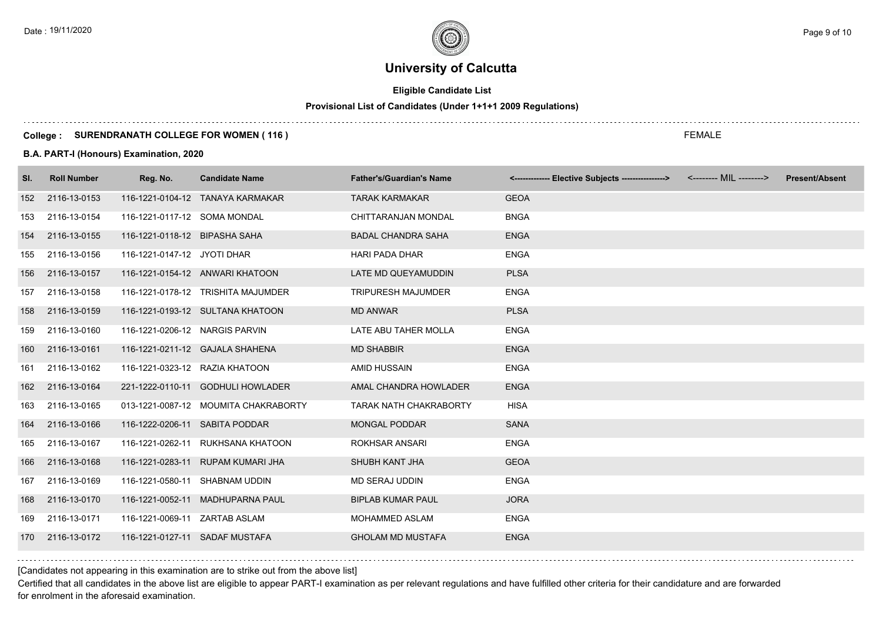# University of Calcutta

**Eligible Candidate List**

**Provisional List of Candidates (Under 1+1+1 2009 Regulations)**

**College : SURENDRANATH COLLEGE FOR WOMEN ( 116 )**

FEMALE

**B.A. PART-I (Honours) Examination, 2020**

| Sl. | Roll Number | Reg. No. | Candidate Name | Father's/Guardian's Name | <------------- Elective Subjects ----------------> | <-------- MIL --------> | Present/Absent |
|---|---|---|---|---|---|---|---|
| 152 | 2116-13-0153 | 116-1221-0104-12 | TANAYA KARMAKAR | TARAK KARMAKAR | GEOA | | |
| 153 | 2116-13-0154 | 116-1221-0117-12 | SOMA MONDAL | CHITTARANJAN MONDAL | BNGA | | |
| 154 | 2116-13-0155 | 116-1221-0118-12 | BIPASHA SAHA | BADAL CHANDRA SAHA | ENGA | | |
| 155 | 2116-13-0156 | 116-1221-0147-12 | JYOTI DHAR | HARI PADA DHAR | ENGA | | |
| 156 | 2116-13-0157 | 116-1221-0154-12 | ANWARI KHATOON | LATE MD QUEYAMUDDIN | PLSA | | |
| 157 | 2116-13-0158 | 116-1221-0178-12 | TRISHITA MAJUMDER | TRIPURESH MAJUMDER | ENGA | | |
| 158 | 2116-13-0159 | 116-1221-0193-12 | SULTANA KHATOON | MD ANWAR | PLSA | | |
| 159 | 2116-13-0160 | 116-1221-0206-12 | NARGIS PARVIN | LATE ABU TAHER MOLLA | ENGA | | |
| 160 | 2116-13-0161 | 116-1221-0211-12 | GAJALA SHAHENA | MD SHABBIR | ENGA | | |
| 161 | 2116-13-0162 | 116-1221-0323-12 | RAZIA KHATOON | AMID HUSSAIN | ENGA | | |
| 162 | 2116-13-0164 | 221-1222-0110-11 | GODHULI HOWLADER | AMAL CHANDRA HOWLADER | ENGA | | |
| 163 | 2116-13-0165 | 013-1221-0087-12 | MOUMITA CHAKRABORTY | TARAK NATH CHAKRABORTY | HISA | | |
| 164 | 2116-13-0166 | 116-1222-0206-11 | SABITA PODDAR | MONGAL PODDAR | SANA | | |
| 165 | 2116-13-0167 | 116-1221-0262-11 | RUKHSANA KHATOON | ROKHSAR ANSARI | ENGA | | |
| 166 | 2116-13-0168 | 116-1221-0283-11 | RUPAM KUMARI JHA | SHUBH KANT JHA | GEOA | | |
| 167 | 2116-13-0169 | 116-1221-0580-11 | SHABNAM UDDIN | MD SERAJ UDDIN | ENGA | | |
| 168 | 2116-13-0170 | 116-1221-0052-11 | MADHUPARNA PAUL | BIPLAB KUMAR PAUL | JORA | | |
| 169 | 2116-13-0171 | 116-1221-0069-11 | ZARTAB ASLAM | MOHAMMED ASLAM | ENGA | | |
| 170 | 2116-13-0172 | 116-1221-0127-11 | SADAF MUSTAFA | GHOLAM MD MUSTAFA | ENGA | | |

[Candidates not appearing in this examination are to strike out from the above list]

Certified that all candidates in the above list are eligible to appear PART-I examination as per relevant regulations and have fulfilled other criteria for their candidature and are forwarded for enrolment in the aforesaid examination.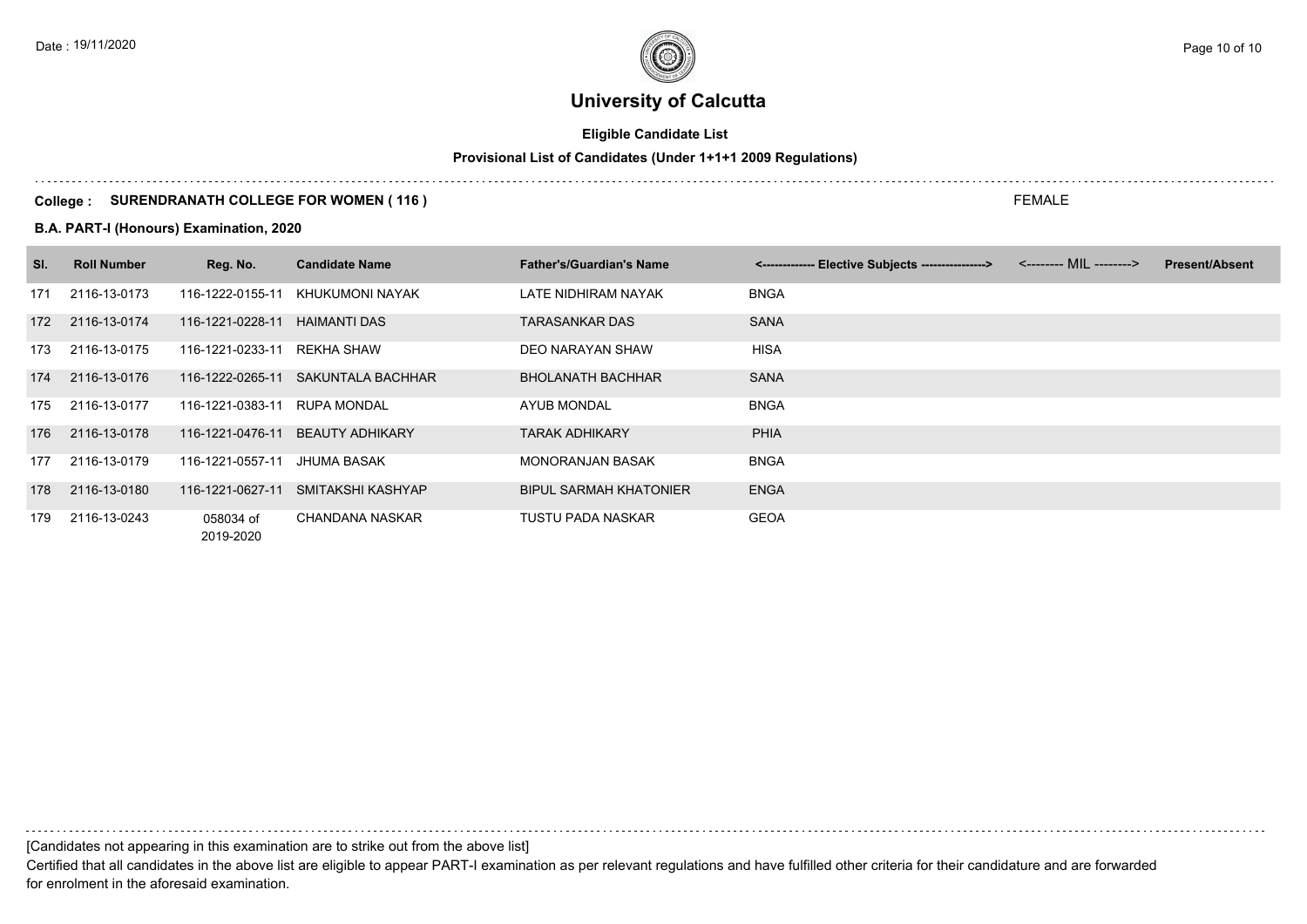# University of Calcutta

**Eligible Candidate List**

**Provisional List of Candidates (Under 1+1+1 2009 Regulations)**

**College : SURENDRANATH COLLEGE FOR WOMEN ( 116 )**

FEMALE

**B.A. PART-I (Honours) Examination, 2020**

| Sl. | Roll Number | Reg. No. | Candidate Name | Father's/Guardian's Name | <------------- Elective Subjects ----------------> | <-------- MIL --------> | Present/Absent |
|---|---|---|---|---|---|---|---|
| 171 | 2116-13-0173 | 116-1222-0155-11 | KHUKUMONI NAYAK | LATE NIDHIRAM NAYAK | BNGA | | |
| 172 | 2116-13-0174 | 116-1221-0228-11 | HAIMANTI DAS | TARASANKAR DAS | SANA | | |
| 173 | 2116-13-0175 | 116-1221-0233-11 | REKHA SHAW | DEO NARAYAN SHAW | HISA | | |
| 174 | 2116-13-0176 | 116-1222-0265-11 | SAKUNTALA BACHHAR | BHOLANATH BACHHAR | SANA | | |
| 175 | 2116-13-0177 | 116-1221-0383-11 | RUPA MONDAL | AYUB MONDAL | BNGA | | |
| 176 | 2116-13-0178 | 116-1221-0476-11 | BEAUTY ADHIKARY | TARAK ADHIKARY | PHIA | | |
| 177 | 2116-13-0179 | 116-1221-0557-11 | JHUMA BASAK | MONORANJAN BASAK | BNGA | | |
| 178 | 2116-13-0180 | 116-1221-0627-11 | SMITAKSHI KASHYAP | BIPUL SARMAH KHATONIER | ENGA | | |
| 179 | 2116-13-0243 | 058034 of 2019-2020 | CHANDANA NASKAR | TUSTU PADA NASKAR | GEOA | | |

[Candidates not appearing in this examination are to strike out from the above list]

Certified that all candidates in the above list are eligible to appear PART-I examination as per relevant regulations and have fulfilled other criteria for their candidature and are forwarded for enrolment in the aforesaid examination.